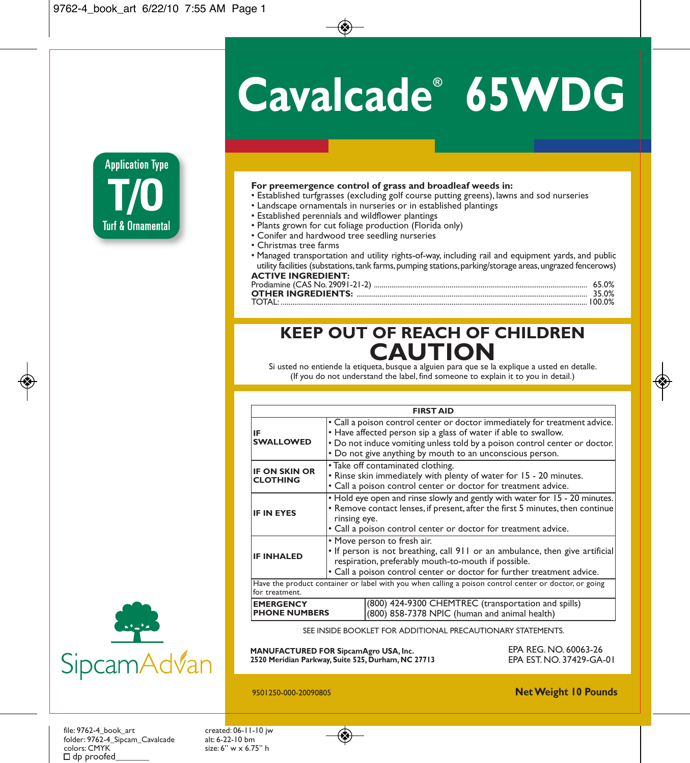# Cavalcade® 65WDG

**Application Type**
**T/O**
**Turf & Ornamental**

**For preemergence control of grass and broadleaf weeds in:**

- Established turfgrasses (excluding golf course putting greens), lawns and sod nurseries
- Landscape ornamentals in nurseries or in established plantings
- Established perennials and wildflower plantings
- Plants grown for cut foliage production (Florida only)
- Conifer and hardwood tree seedling nurseries
- Christmas tree farms
- Managed transportation and utility rights-of-way, including rail and equipment yards, and public utility facilities (substations, tank farms, pumping stations, parking/storage areas, ungrazed fencerows)

**ACTIVE INGREDIENT:**

| | |
|---|---|
| Prodiamine (CAS No. 29091-21-2) | 65.0% |
| **OTHER INGREDIENTS:** | 35.0% |
| TOTAL: | 100.0% |

## KEEP OUT OF REACH OF CHILDREN

# CAUTION

Si usted no entiende la etiqueta, busque a alguien para que se la explique a usted en detalle.
(If you do not understand the label, find someone to explain it to you in detail.)

| FIRST AID | |
|---|---|
| **IF SWALLOWED** | • Call a poison control center or doctor immediately for treatment advice. • Have affected person sip a glass of water if able to swallow. • Do not induce vomiting unless told by a poison control center or doctor. • Do not give anything by mouth to an unconscious person. |
| **IF ON SKIN OR CLOTHING** | • Take off contaminated clothing. • Rinse skin immediately with plenty of water for 15 - 20 minutes. • Call a poison control center or doctor for treatment advice. |
| **IF IN EYES** | • Hold eye open and rinse slowly and gently with water for 15 - 20 minutes. • Remove contact lenses, if present, after the first 5 minutes, then continue rinsing eye. • Call a poison control center or doctor for treatment advice. |
| **IF INHALED** | • Move person to fresh air. • If person is not breathing, call 911 or an ambulance, then give artificial respiration, preferably mouth-to-mouth if possible. • Call a poison control center or doctor for further treatment advice. |
| Have the product container or label with you when calling a poison control center or doctor, or going for treatment. | |
| **EMERGENCY PHONE NUMBERS** | (800) 424-9300 CHEMTREC (transportation and spills) (800) 858-7378 NPIC (human and animal health) |

SEE INSIDE BOOKLET FOR ADDITIONAL PRECAUTIONARY STATEMENTS.

**MANUFACTURED FOR SipcamAgro USA, Inc.**
**2520 Meridian Parkway, Suite 525, Durham, NC 27713**

EPA REG. NO. 60063-26
EPA EST. NO. 37429-GA-01

SipcamAdvan

9501250-000-20090805

**Net Weight 10 Pounds**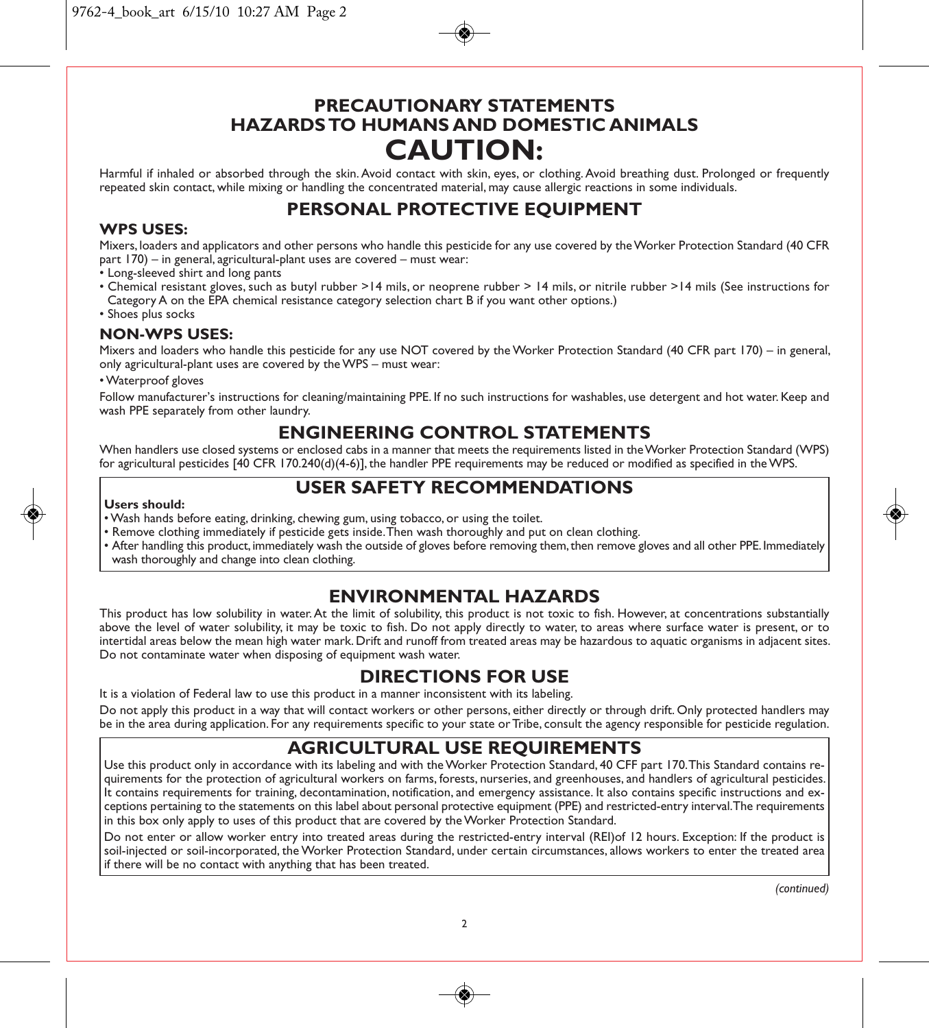# PRECAUTIONARY STATEMENTS
## HAZARDS TO HUMANS AND DOMESTIC ANIMALS
# CAUTION:

Harmful if inhaled or absorbed through the skin. Avoid contact with skin, eyes, or clothing. Avoid breathing dust. Prolonged or frequently repeated skin contact, while mixing or handling the concentrated material, may cause allergic reactions in some individuals.

## PERSONAL PROTECTIVE EQUIPMENT

### WPS USES:

Mixers, loaders and applicators and other persons who handle this pesticide for any use covered by the Worker Protection Standard (40 CFR part 170) – in general, agricultural-plant uses are covered – must wear:

- Long-sleeved shirt and long pants
- Chemical resistant gloves, such as butyl rubber >14 mils, or neoprene rubber > 14 mils, or nitrile rubber >14 mils (See instructions for Category A on the EPA chemical resistance category selection chart B if you want other options.)
- Shoes plus socks

### NON-WPS USES:

Mixers and loaders who handle this pesticide for any use NOT covered by the Worker Protection Standard (40 CFR part 170) – in general, only agricultural-plant uses are covered by the WPS – must wear:

- Waterproof gloves

Follow manufacturer's instructions for cleaning/maintaining PPE. If no such instructions for washables, use detergent and hot water. Keep and wash PPE separately from other laundry.

## ENGINEERING CONTROL STATEMENTS

When handlers use closed systems or enclosed cabs in a manner that meets the requirements listed in the Worker Protection Standard (WPS) for agricultural pesticides [40 CFR 170.240(d)(4-6)], the handler PPE requirements may be reduced or modified as specified in the WPS.

## USER SAFETY RECOMMENDATIONS

**Users should:**

- Wash hands before eating, drinking, chewing gum, using tobacco, or using the toilet.
- Remove clothing immediately if pesticide gets inside. Then wash thoroughly and put on clean clothing.
- After handling this product, immediately wash the outside of gloves before removing them, then remove gloves and all other PPE. Immediately wash thoroughly and change into clean clothing.

## ENVIRONMENTAL HAZARDS

This product has low solubility in water. At the limit of solubility, this product is not toxic to fish. However, at concentrations substantially above the level of water solubility, it may be toxic to fish. Do not apply directly to water, to areas where surface water is present, or to intertidal areas below the mean high water mark. Drift and runoff from treated areas may be hazardous to aquatic organisms in adjacent sites. Do not contaminate water when disposing of equipment wash water.

## DIRECTIONS FOR USE

It is a violation of Federal law to use this product in a manner inconsistent with its labeling.

Do not apply this product in a way that will contact workers or other persons, either directly or through drift. Only protected handlers may be in the area during application. For any requirements specific to your state or Tribe, consult the agency responsible for pesticide regulation.

## AGRICULTURAL USE REQUIREMENTS

Use this product only in accordance with its labeling and with the Worker Protection Standard, 40 CFF part 170. This Standard contains requirements for the protection of agricultural workers on farms, forests, nurseries, and greenhouses, and handlers of agricultural pesticides. It contains requirements for training, decontamination, notification, and emergency assistance. It also contains specific instructions and exceptions pertaining to the statements on this label about personal protective equipment (PPE) and restricted-entry interval. The requirements in this box only apply to uses of this product that are covered by the Worker Protection Standard.

Do not enter or allow worker entry into treated areas during the restricted-entry interval (REI)of 12 hours. Exception: If the product is soil-injected or soil-incorporated, the Worker Protection Standard, under certain circumstances, allows workers to enter the treated area if there will be no contact with anything that has been treated.

*(continued)*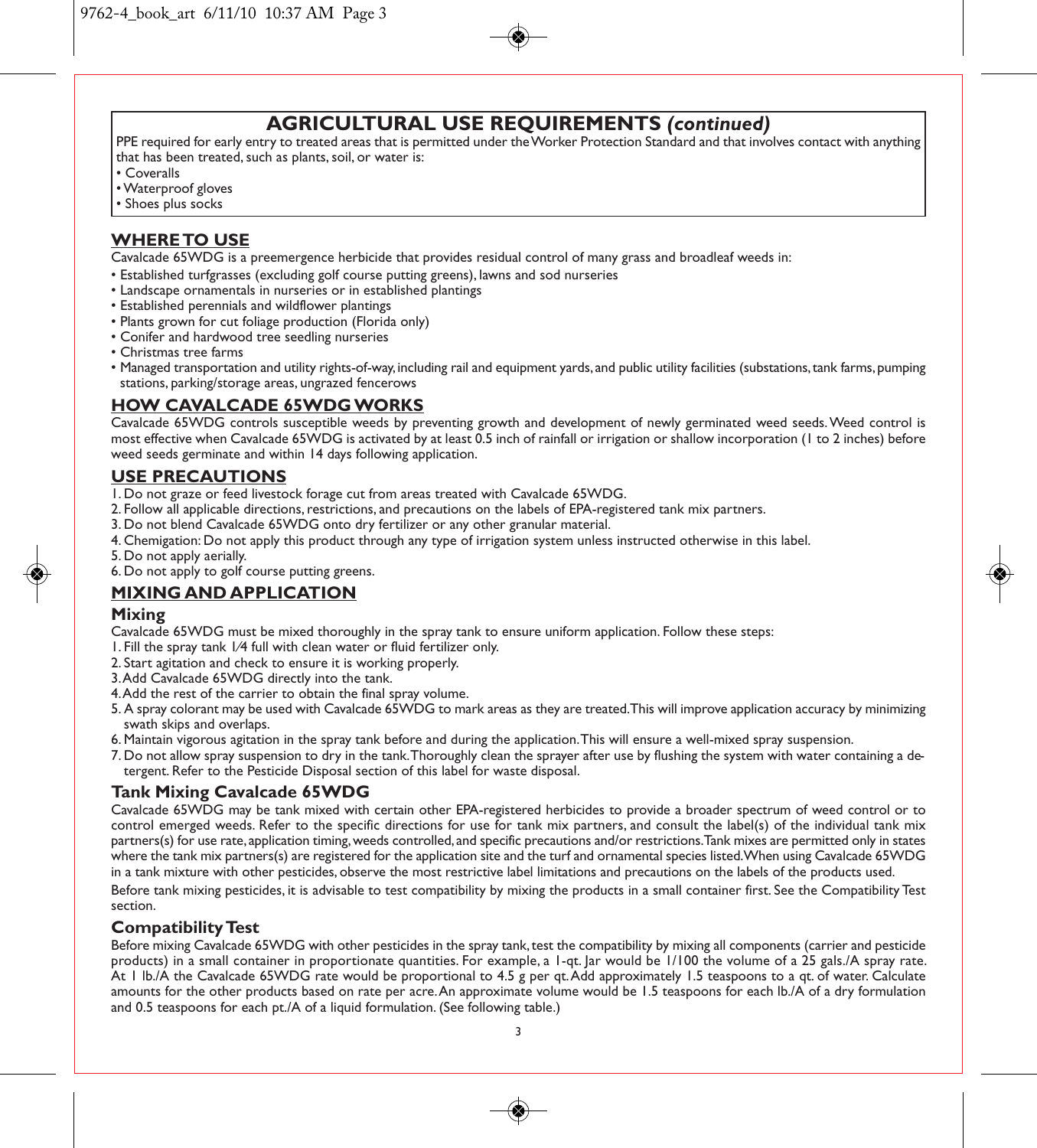## AGRICULTURAL USE REQUIREMENTS *(continued)*

PPE required for early entry to treated areas that is permitted under the Worker Protection Standard and that involves contact with anything that has been treated, such as plants, soil, or water is:

- Coveralls
- Waterproof gloves
- Shoes plus socks

## WHERE TO USE

Cavalcade 65WDG is a preemergence herbicide that provides residual control of many grass and broadleaf weeds in:

- Established turfgrasses (excluding golf course putting greens), lawns and sod nurseries
- Landscape ornamentals in nurseries or in established plantings
- Established perennials and wildflower plantings
- Plants grown for cut foliage production (Florida only)
- Conifer and hardwood tree seedling nurseries
- Christmas tree farms
- Managed transportation and utility rights-of-way, including rail and equipment yards, and public utility facilities (substations, tank farms, pumping stations, parking/storage areas, ungrazed fencerows

## HOW CAVALCADE 65WDG WORKS

Cavalcade 65WDG controls susceptible weeds by preventing growth and development of newly germinated weed seeds. Weed control is most effective when Cavalcade 65WDG is activated by at least 0.5 inch of rainfall or irrigation or shallow incorporation (1 to 2 inches) before weed seeds germinate and within 14 days following application.

## USE PRECAUTIONS

1. Do not graze or feed livestock forage cut from areas treated with Cavalcade 65WDG.
2. Follow all applicable directions, restrictions, and precautions on the labels of EPA-registered tank mix partners.
3. Do not blend Cavalcade 65WDG onto dry fertilizer or any other granular material.
4. Chemigation: Do not apply this product through any type of irrigation system unless instructed otherwise in this label.
5. Do not apply aerially.
6. Do not apply to golf course putting greens.

## MIXING AND APPLICATION

### Mixing

Cavalcade 65WDG must be mixed thoroughly in the spray tank to ensure uniform application. Follow these steps:

1. Fill the spray tank 1/4 full with clean water or fluid fertilizer only.
2. Start agitation and check to ensure it is working properly.
3. Add Cavalcade 65WDG directly into the tank.
4. Add the rest of the carrier to obtain the final spray volume.
5. A spray colorant may be used with Cavalcade 65WDG to mark areas as they are treated. This will improve application accuracy by minimizing swath skips and overlaps.
6. Maintain vigorous agitation in the spray tank before and during the application. This will ensure a well-mixed spray suspension.
7. Do not allow spray suspension to dry in the tank. Thoroughly clean the sprayer after use by flushing the system with water containing a detergent. Refer to the Pesticide Disposal section of this label for waste disposal.

### Tank Mixing Cavalcade 65WDG

Cavalcade 65WDG may be tank mixed with certain other EPA-registered herbicides to provide a broader spectrum of weed control or to control emerged weeds. Refer to the specific directions for use for tank mix partners, and consult the label(s) of the individual tank mix partners(s) for use rate, application timing, weeds controlled, and specific precautions and/or restrictions. Tank mixes are permitted only in states where the tank mix partners(s) are registered for the application site and the turf and ornamental species listed. When using Cavalcade 65WDG in a tank mixture with other pesticides, observe the most restrictive label limitations and precautions on the labels of the products used.

Before tank mixing pesticides, it is advisable to test compatibility by mixing the products in a small container first. See the Compatibility Test section.

### Compatibility Test

Before mixing Cavalcade 65WDG with other pesticides in the spray tank, test the compatibility by mixing all components (carrier and pesticide products) in a small container in proportionate quantities. For example, a 1-qt. Jar would be 1/100 the volume of a 25 gals./A spray rate. At 1 lb./A the Cavalcade 65WDG rate would be proportional to 4.5 g per qt. Add approximately 1.5 teaspoons to a qt. of water. Calculate amounts for the other products based on rate per acre. An approximate volume would be 1.5 teaspoons for each lb./A of a dry formulation and 0.5 teaspoons for each pt./A of a liquid formulation. (See following table.)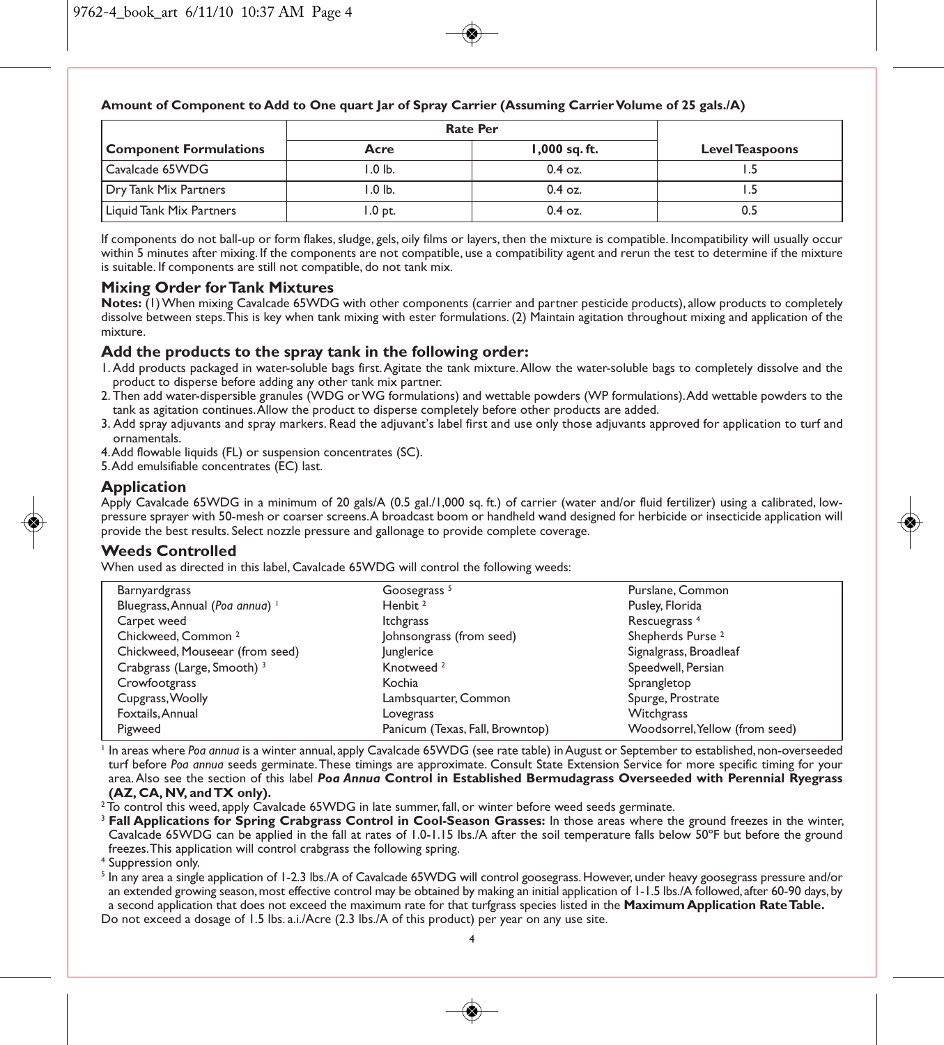**Amount of Component to Add to One quart Jar of Spray Carrier (Assuming Carrier Volume of 25 gals./A)**

| | Rate Per | | |
|---|---|---|---|
| **Component Formulations** | **Acre** | **1,000 sq. ft.** | **Level Teaspoons** |
| Cavalcade 65WDG | 1.0 lb. | 0.4 oz. | 1.5 |
| Dry Tank Mix Partners | 1.0 lb. | 0.4 oz. | 1.5 |
| Liquid Tank Mix Partners | 1.0 pt. | 0.4 oz. | 0.5 |

If components do not ball-up or form flakes, sludge, gels, oily films or layers, then the mixture is compatible. Incompatibility will usually occur within 5 minutes after mixing. If the components are not compatible, use a compatibility agent and rerun the test to determine if the mixture is suitable. If components are still not compatible, do not tank mix.

## Mixing Order for Tank Mixtures

**Notes:** (1) When mixing Cavalcade 65WDG with other components (carrier and partner pesticide products), allow products to completely dissolve between steps. This is key when tank mixing with ester formulations. (2) Maintain agitation throughout mixing and application of the mixture.

## Add the products to the spray tank in the following order:

1. Add products packaged in water-soluble bags first. Agitate the tank mixture. Allow the water-soluble bags to completely dissolve and the product to disperse before adding any other tank mix partner.
2. Then add water-dispersible granules (WDG or WG formulations) and wettable powders (WP formulations). Add wettable powders to the tank as agitation continues. Allow the product to disperse completely before other products are added.
3. Add spray adjuvants and spray markers. Read the adjuvant's label first and use only those adjuvants approved for application to turf and ornamentals.
4. Add flowable liquids (FL) or suspension concentrates (SC).
5. Add emulsifiable concentrates (EC) last.

## Application

Apply Cavalcade 65WDG in a minimum of 20 gals/A (0.5 gal./1,000 sq. ft.) of carrier (water and/or fluid fertilizer) using a calibrated, low-pressure sprayer with 50-mesh or coarser screens. A broadcast boom or handheld wand designed for herbicide or insecticide application will provide the best results. Select nozzle pressure and gallonage to provide complete coverage.

## Weeds Controlled

When used as directed in this label, Cavalcade 65WDG will control the following weeds:

| | | |
|---|---|---|
| Barnyardgrass | Goosegrass [5] | Purslane, Common |
| Bluegrass, Annual (*Poa annua*) [1] | Henbit [2] | Pusley, Florida |
| Carpet weed | Itchgrass | Rescuegrass [4] |
| Chickweed, Common [2] | Johnsongrass (from seed) | Shepherds Purse [2] |
| Chickweed, Mouseear (from seed) | Junglerice | Signalgrass, Broadleaf |
| Crabgrass (Large, Smooth) [3] | Knotweed [2] | Speedwell, Persian |
| Crowfootgrass | Kochia | Sprangletop |
| Cupgrass, Woolly | Lambsquarter, Common | Spurge, Prostrate |
| Foxtails, Annual | Lovegrass | Witchgrass |
| Pigweed | Panicum (Texas, Fall, Browntop) | Woodsorrel, Yellow (from seed) |

[1] In areas where *Poa annua* is a winter annual, apply Cavalcade 65WDG (see rate table) in August or September to established, non-overseeded turf before *Poa annua* seeds germinate. These timings are approximate. Consult State Extension Service for more specific timing for your area. Also see the section of this label ***Poa Annua* Control in Established Bermudagrass Overseeded with Perennial Ryegrass (AZ, CA, NV, and TX only).**

[2] To control this weed, apply Cavalcade 65WDG in late summer, fall, or winter before weed seeds germinate.

[3] **Fall Applications for Spring Crabgrass Control in Cool-Season Grasses:** In those areas where the ground freezes in the winter, Cavalcade 65WDG can be applied in the fall at rates of 1.0-1.15 lbs./A after the soil temperature falls below 50°F but before the ground freezes. This application will control crabgrass the following spring.

[4] Suppression only.

[5] In any area a single application of 1-2.3 lbs./A of Cavalcade 65WDG will control goosegrass. However, under heavy goosegrass pressure and/or an extended growing season, most effective control may be obtained by making an initial application of 1-1.5 lbs./A followed, after 60-90 days, by a second application that does not exceed the maximum rate for that turfgrass species listed in the **Maximum Application Rate Table.**

Do not exceed a dosage of 1.5 lbs. a.i./Acre (2.3 lbs./A of this product) per year on any use site.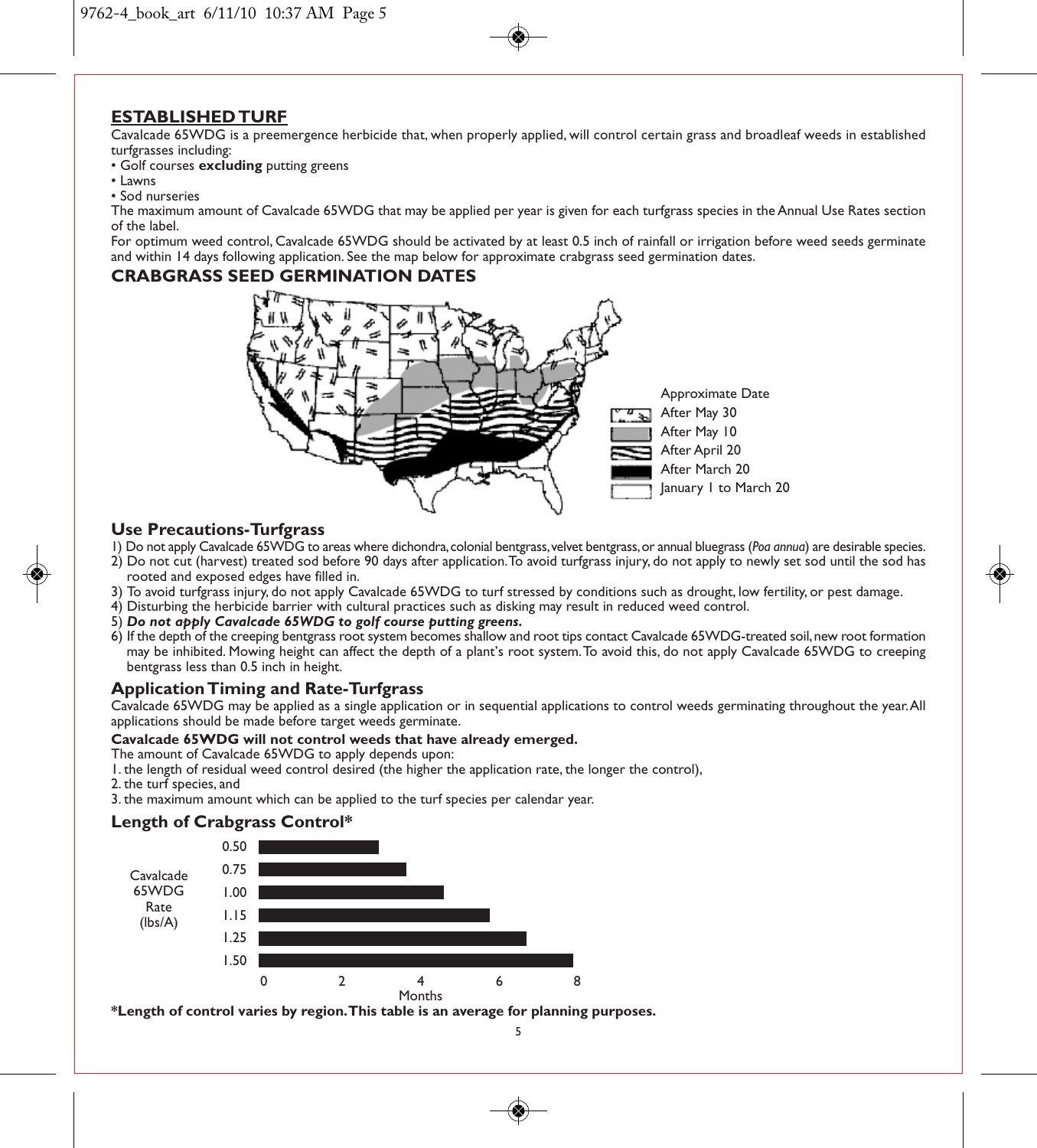## ESTABLISHED TURF

Cavalcade 65WDG is a preemergence herbicide that, when properly applied, will control certain grass and broadleaf weeds in established turfgrasses including:

- Golf courses **excluding** putting greens
- Lawns
- Sod nurseries

The maximum amount of Cavalcade 65WDG that may be applied per year is given for each turfgrass species in the Annual Use Rates section of the label.

For optimum weed control, Cavalcade 65WDG should be activated by at least 0.5 inch of rainfall or irrigation before weed seeds germinate and within 14 days following application. See the map below for approximate crabgrass seed germination dates.

## CRABGRASS SEED GERMINATION DATES

Approximate Date
- After May 30
- After May 10
- After April 20
- After March 20
- January 1 to March 20

### Use Precautions-Turfgrass

1) Do not apply Cavalcade 65WDG to areas where dichondra, colonial bentgrass, velvet bentgrass, or annual bluegrass (*Poa annua*) are desirable species.
2) Do not cut (harvest) treated sod before 90 days after application. To avoid turfgrass injury, do not apply to newly set sod until the sod has rooted and exposed edges have filled in.
3) To avoid turfgrass injury, do not apply Cavalcade 65WDG to turf stressed by conditions such as drought, low fertility, or pest damage.
4) Disturbing the herbicide barrier with cultural practices such as disking may result in reduced weed control.
5) ***Do not apply Cavalcade 65WDG to golf course putting greens.***
6) If the depth of the creeping bentgrass root system becomes shallow and root tips contact Cavalcade 65WDG-treated soil, new root formation may be inhibited. Mowing height can affect the depth of a plant's root system. To avoid this, do not apply Cavalcade 65WDG to creeping bentgrass less than 0.5 inch in height.

### Application Timing and Rate-Turfgrass

Cavalcade 65WDG may be applied as a single application or in sequential applications to control weeds germinating throughout the year. All applications should be made before target weeds germinate.

**Cavalcade 65WDG will not control weeds that have already emerged.**

The amount of Cavalcade 65WDG to apply depends upon:

1. the length of residual weed control desired (the higher the application rate, the longer the control),
2. the turf species, and
3. the maximum amount which can be applied to the turf species per calendar year.

### Length of Crabgrass Control*

Cavalcade 65WDG Rate (lbs/A): 0.50, 0.75, 1.00, 1.15, 1.25, 1.50

Months: 0, 2, 4, 6, 8

**\*Length of control varies by region. This table is an average for planning purposes.**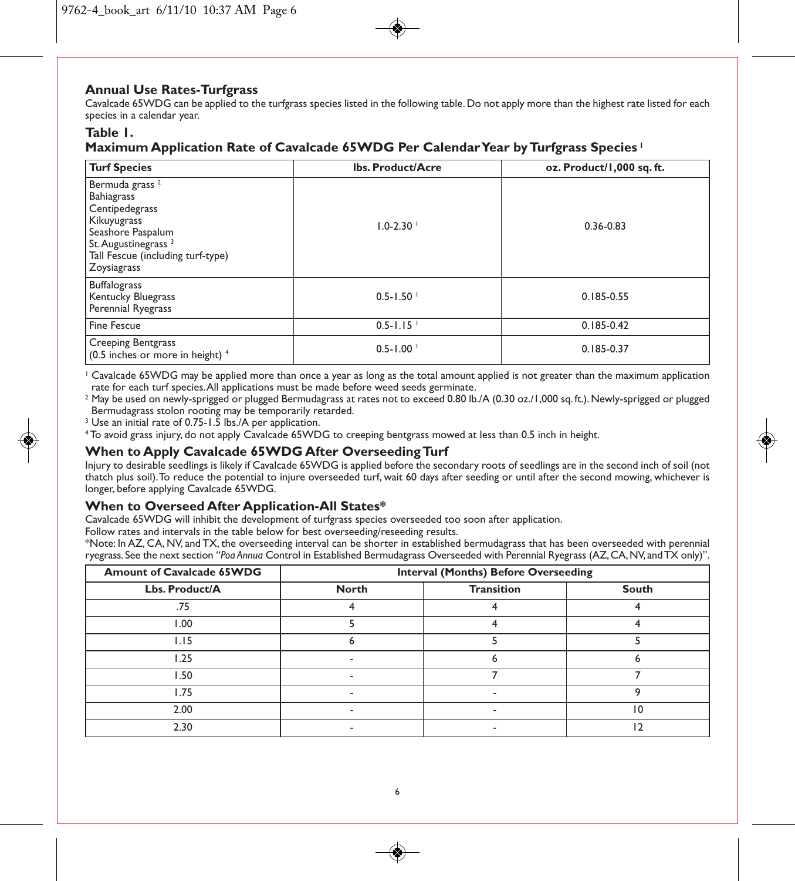## Annual Use Rates-Turfgrass

Cavalcade 65WDG can be applied to the turfgrass species listed in the following table. Do not apply more than the highest rate listed for each species in a calendar year.

### Table 1.
### Maximum Application Rate of Cavalcade 65WDG Per Calendar Year by Turfgrass Species [1]

| Turf Species | lbs. Product/Acre | oz. Product/1,000 sq. ft. |
|---|---|---|
| Bermuda grass [2]<br>Bahiagrass<br>Centipedegrass<br>Kikuyugrass<br>Seashore Paspalum<br>St. Augustinegrass [3]<br>Tall Fescue (including turf-type)<br>Zoysiagrass | 1.0-2.30 [1] | 0.36-0.83 |
| Buffalograss<br>Kentucky Bluegrass<br>Perennial Ryegrass | 0.5-1.50 [1] | 0.185-0.55 |
| Fine Fescue | 0.5-1.15 [1] | 0.185-0.42 |
| Creeping Bentgrass<br>(0.5 inches or more in height) [4] | 0.5-1.00 [1] | 0.185-0.37 |

[1] Cavalcade 65WDG may be applied more than once a year as long as the total amount applied is not greater than the maximum application rate for each turf species. All applications must be made before weed seeds germinate.

[2] May be used on newly-sprigged or plugged Bermudagrass at rates not to exceed 0.80 lb./A (0.30 oz./1,000 sq. ft.). Newly-sprigged or plugged Bermudagrass stolon rooting may be temporarily retarded.

[3] Use an initial rate of 0.75-1.5 lbs./A per application.

[4] To avoid grass injury, do not apply Cavalcade 65WDG to creeping bentgrass mowed at less than 0.5 inch in height.

## When to Apply Cavalcade 65WDG After Overseeding Turf

Injury to desirable seedlings is likely if Cavalcade 65WDG is applied before the secondary roots of seedlings are in the second inch of soil (not thatch plus soil). To reduce the potential to injure overseeded turf, wait 60 days after seeding or until after the second mowing, whichever is longer, before applying Cavalcade 65WDG.

## When to Overseed After Application-All States*

Cavalcade 65WDG will inhibit the development of turfgrass species overseeded too soon after application.

Follow rates and intervals in the table below for best overseeding/reseeding results.

*Note: In AZ, CA, NV, and TX, the overseeding interval can be shorter in established bermudagrass that has been overseeded with perennial ryegrass. See the next section "*Poa Annua* Control in Established Bermudagrass Overseeded with Perennial Ryegrass (AZ, CA, NV, and TX only)".

| Amount of Cavalcade 65WDG | Interval (Months) Before Overseeding | | |
|---|---|---|---|
| Lbs. Product/A | North | Transition | South |
| .75 | 4 | 4 | 4 |
| 1.00 | 5 | 4 | 4 |
| 1.15 | 6 | 5 | 5 |
| 1.25 | - | 6 | 6 |
| 1.50 | - | 7 | 7 |
| 1.75 | - | - | 9 |
| 2.00 | - | - | 10 |
| 2.30 | - | - | 12 |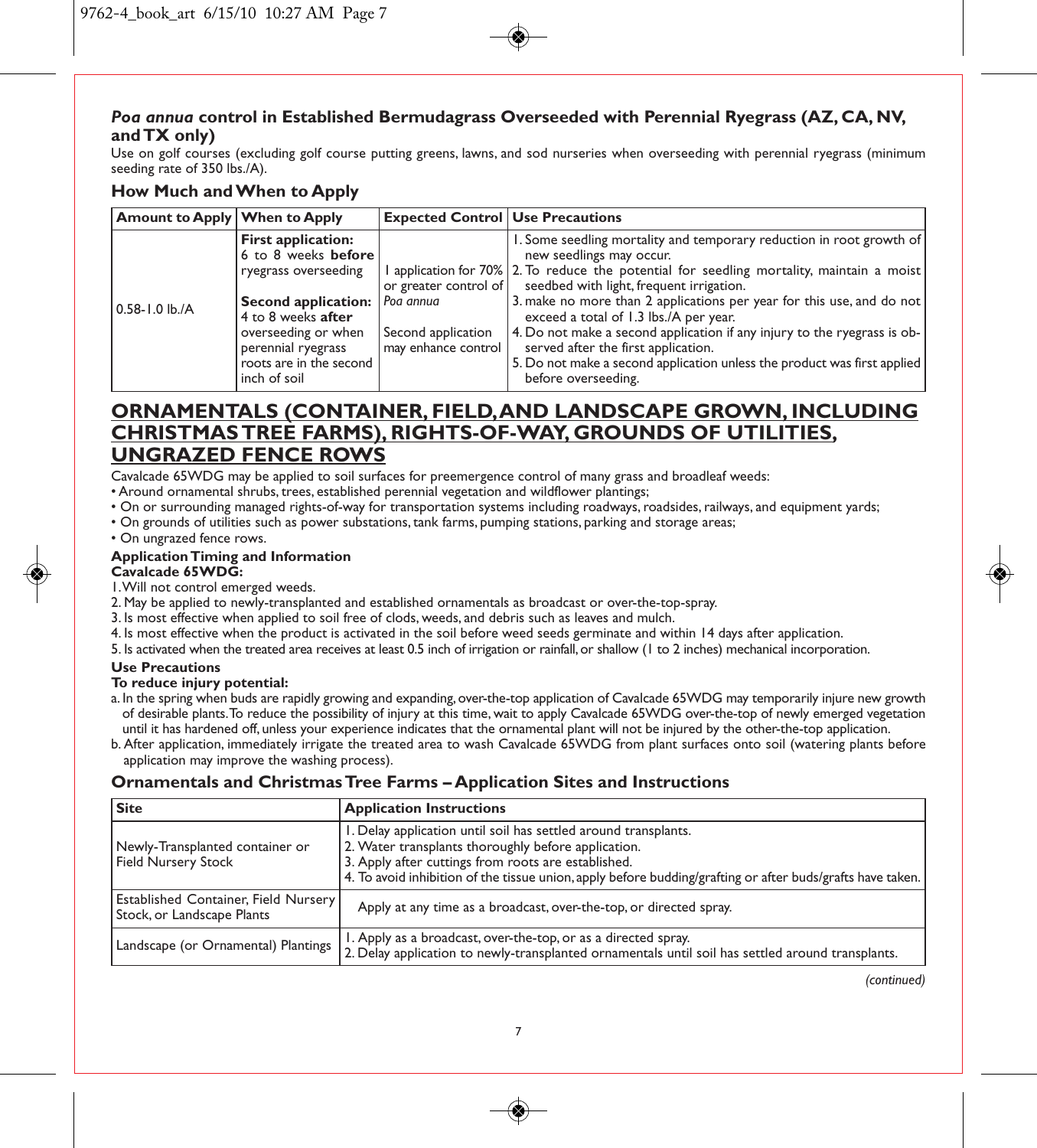### *Poa annua* control in Established Bermudagrass Overseeded with Perennial Ryegrass (AZ, CA, NV, and TX only)

Use on golf courses (excluding golf course putting greens, lawns, and sod nurseries when overseeding with perennial ryegrass (minimum seeding rate of 350 lbs./A).

### How Much and When to Apply

| Amount to Apply | When to Apply | Expected Control | Use Precautions |
|---|---|---|---|
| 0.58-1.0 lb./A | **First application:** 6 to 8 weeks **before** ryegrass overseeding<br><br>**Second application:** 4 to 8 weeks **after** overseeding or when perennial ryegrass roots are in the second inch of soil | 1 application for 70% or greater control of *Poa annua*<br><br>Second application may enhance control | 1. Some seedling mortality and temporary reduction in root growth of new seedlings may occur.<br>2. To reduce the potential for seedling mortality, maintain a moist seedbed with light, frequent irrigation.<br>3. make no more than 2 applications per year for this use, and do not exceed a total of 1.3 lbs./A per year.<br>4. Do not make a second application if any injury to the ryegrass is observed after the first application.<br>5. Do not make a second application unless the product was first applied before overseeding. |

## ORNAMENTALS (CONTAINER, FIELD, AND LANDSCAPE GROWN, INCLUDING CHRISTMAS TREE FARMS), RIGHTS-OF-WAY, GROUNDS OF UTILITIES, UNGRAZED FENCE ROWS

Cavalcade 65WDG may be applied to soil surfaces for preemergence control of many grass and broadleaf weeds:

- Around ornamental shrubs, trees, established perennial vegetation and wildflower plantings;
- On or surrounding managed rights-of-way for transportation systems including roadways, roadsides, railways, and equipment yards;
- On grounds of utilities such as power substations, tank farms, pumping stations, parking and storage areas;
- On ungrazed fence rows.

**Application Timing and Information**

**Cavalcade 65WDG:**

1. Will not control emerged weeds.
2. May be applied to newly-transplanted and established ornamentals as broadcast or over-the-top-spray.
3. Is most effective when applied to soil free of clods, weeds, and debris such as leaves and mulch.
4. Is most effective when the product is activated in the soil before weed seeds germinate and within 14 days after application.
5. Is activated when the treated area receives at least 0.5 inch of irrigation or rainfall, or shallow (1 to 2 inches) mechanical incorporation.

**Use Precautions**

**To reduce injury potential:**

a. In the spring when buds are rapidly growing and expanding, over-the-top application of Cavalcade 65WDG may temporarily injure new growth of desirable plants. To reduce the possibility of injury at this time, wait to apply Cavalcade 65WDG over-the-top of newly emerged vegetation until it has hardened off, unless your experience indicates that the ornamental plant will not be injured by the other-the-top application.

b. After application, immediately irrigate the treated area to wash Cavalcade 65WDG from plant surfaces onto soil (watering plants before application may improve the washing process).

### Ornamentals and Christmas Tree Farms – Application Sites and Instructions

| Site | Application Instructions |
|---|---|
| Newly-Transplanted container or Field Nursery Stock | 1. Delay application until soil has settled around transplants.<br>2. Water transplants thoroughly before application.<br>3. Apply after cuttings from roots are established.<br>4. To avoid inhibition of the tissue union, apply before budding/grafting or after buds/grafts have taken. |
| Established Container, Field Nursery Stock, or Landscape Plants | Apply at any time as a broadcast, over-the-top, or directed spray. |
| Landscape (or Ornamental) Plantings | 1. Apply as a broadcast, over-the-top, or as a directed spray.<br>2. Delay application to newly-transplanted ornamentals until soil has settled around transplants. |

*(continued)*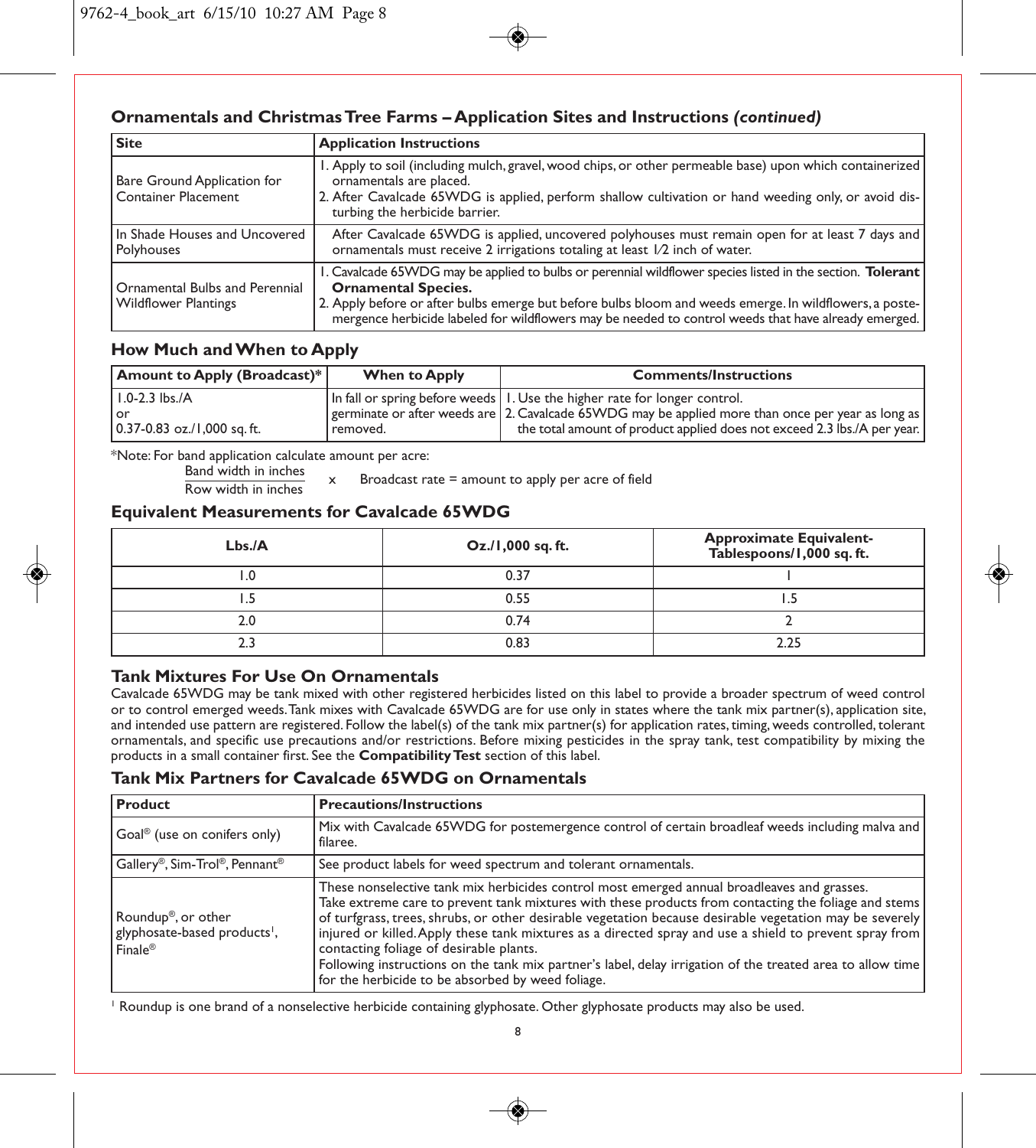## Ornamentals and Christmas Tree Farms – Application Sites and Instructions *(continued)*

| Site | Application Instructions |
|---|---|
| Bare Ground Application for Container Placement | 1. Apply to soil (including mulch, gravel, wood chips, or other permeable base) upon which containerized ornamentals are placed.<br>2. After Cavalcade 65WDG is applied, perform shallow cultivation or hand weeding only, or avoid disturbing the herbicide barrier. |
| In Shade Houses and Uncovered Polyhouses | After Cavalcade 65WDG is applied, uncovered polyhouses must remain open for at least 7 days and ornamentals must receive 2 irrigations totaling at least 1/2 inch of water. |
| Ornamental Bulbs and Perennial Wildflower Plantings | 1. Cavalcade 65WDG may be applied to bulbs or perennial wildflower species listed in the section. **Tolerant Ornamental Species.**<br>2. Apply before or after bulbs emerge but before bulbs bloom and weeds emerge. In wildflowers, a postemergence herbicide labeled for wildflowers may be needed to control weeds that have already emerged. |

## How Much and When to Apply

| Amount to Apply (Broadcast)* | When to Apply | Comments/Instructions |
|---|---|---|
| 1.0-2.3 lbs./A<br>or<br>0.37-0.83 oz./1,000 sq. ft. | In fall or spring before weeds germinate or after weeds are removed. | 1. Use the higher rate for longer control.<br>2. Cavalcade 65WDG may be applied more than once per year as long as the total amount of product applied does not exceed 2.3 lbs./A per year. |

*Note: For band application calculate amount per acre:

$$\frac{\text{Band width in inches}}{\text{Row width in inches}} \times \text{Broadcast rate} = \text{amount to apply per acre of field}$$

## Equivalent Measurements for Cavalcade 65WDG

| Lbs./A | Oz./1,000 sq. ft. | Approximate Equivalent-Tablespoons/1,000 sq. ft. |
|---|---|---|
| 1.0 | 0.37 | 1 |
| 1.5 | 0.55 | 1.5 |
| 2.0 | 0.74 | 2 |
| 2.3 | 0.83 | 2.25 |

## Tank Mixtures For Use On Ornamentals

Cavalcade 65WDG may be tank mixed with other registered herbicides listed on this label to provide a broader spectrum of weed control or to control emerged weeds. Tank mixes with Cavalcade 65WDG are for use only in states where the tank mix partner(s), application site, and intended use pattern are registered. Follow the label(s) of the tank mix partner(s) for application rates, timing, weeds controlled, tolerant ornamentals, and specific use precautions and/or restrictions. Before mixing pesticides in the spray tank, test compatibility by mixing the products in a small container first. See the **Compatibility Test** section of this label.

## Tank Mix Partners for Cavalcade 65WDG on Ornamentals

| Product | Precautions/Instructions |
|---|---|
| Goal® (use on conifers only) | Mix with Cavalcade 65WDG for postemergence control of certain broadleaf weeds including malva and filaree. |
| Gallery®, Sim-Trol®, Pennant® | See product labels for weed spectrum and tolerant ornamentals. |
| Roundup®, or other glyphosate-based products[1], Finale® | These nonselective tank mix herbicides control most emerged annual broadleaves and grasses.<br>Take extreme care to prevent tank mixtures with these products from contacting the foliage and stems of turfgrass, trees, shrubs, or other desirable vegetation because desirable vegetation may be severely injured or killed. Apply these tank mixtures as a directed spray and use a shield to prevent spray from contacting foliage of desirable plants.<br>Following instructions on the tank mix partner's label, delay irrigation of the treated area to allow time for the herbicide to be absorbed by weed foliage. |

[1] Roundup is one brand of a nonselective herbicide containing glyphosate. Other glyphosate products may also be used.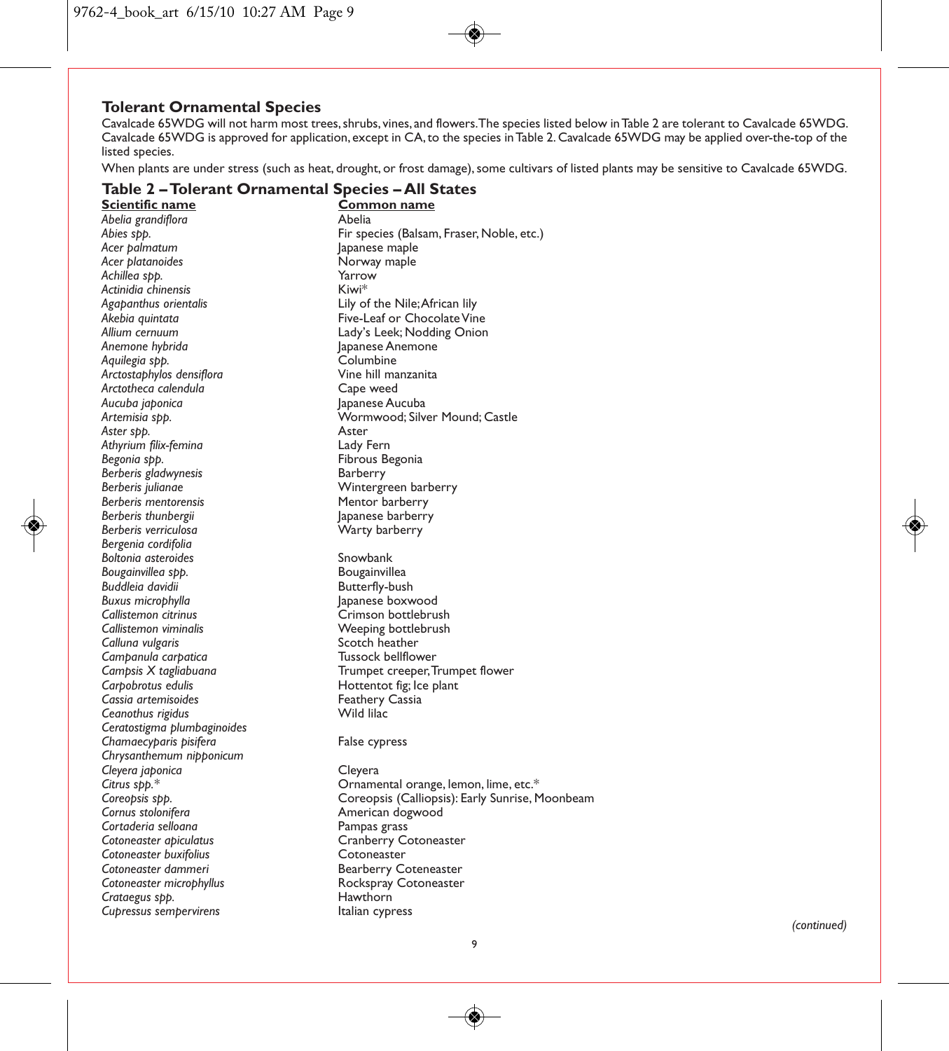## Tolerant Ornamental Species

Cavalcade 65WDG will not harm most trees, shrubs, vines, and flowers. The species listed below in Table 2 are tolerant to Cavalcade 65WDG. Cavalcade 65WDG is approved for application, except in CA, to the species in Table 2. Cavalcade 65WDG may be applied over-the-top of the listed species.

When plants are under stress (such as heat, drought, or frost damage), some cultivars of listed plants may be sensitive to Cavalcade 65WDG.

### Table 2 – Tolerant Ornamental Species – All States

| Scientific name | Common name |
|---|---|
| *Abelia grandiflora* | Abelia |
| *Abies spp.* | Fir species (Balsam, Fraser, Noble, etc.) |
| *Acer palmatum* | Japanese maple |
| *Acer platanoides* | Norway maple |
| *Achillea spp.* | Yarrow |
| *Actinidia chinensis* | Kiwi* |
| *Agapanthus orientalis* | Lily of the Nile; African lily |
| *Akebia quintata* | Five-Leaf or Chocolate Vine |
| *Allium cernuum* | Lady's Leek; Nodding Onion |
| *Anemone hybrida* | Japanese Anemone |
| *Aquilegia spp.* | Columbine |
| *Arctostaphylos densiflora* | Vine hill manzanita |
| *Arctotheca calendula* | Cape weed |
| *Aucuba japonica* | Japanese Aucuba |
| *Artemisia spp.* | Wormwood; Silver Mound; Castle |
| *Aster spp.* | Aster |
| *Athyrium filix-femina* | Lady Fern |
| *Begonia spp.* | Fibrous Begonia |
| *Berberis gladwynesis* | Barberry |
| *Berberis julianae* | Wintergreen barberry |
| *Berberis mentorensis* | Mentor barberry |
| *Berberis thunbergii* | Japanese barberry |
| *Berberis verriculosa* | Warty barberry |
| *Bergenia cordifolia* | |
| *Boltonia asteroides* | Snowbank |
| *Bougainvillea spp.* | Bougainvillea |
| *Buddleia davidii* | Butterfly-bush |
| *Buxus microphylla* | Japanese boxwood |
| *Callistemon citrinus* | Crimson bottlebrush |
| *Callistemon viminalis* | Weeping bottlebrush |
| *Calluna vulgaris* | Scotch heather |
| *Campanula carpatica* | Tussock bellflower |
| *Campsis X tagliabuana* | Trumpet creeper, Trumpet flower |
| *Carpobrotus edulis* | Hottentot fig; Ice plant |
| *Cassia artemisoides* | Feathery Cassia |
| *Ceanothus rigidus* | Wild lilac |
| *Ceratostigma plumbaginoides* | |
| *Chamaecyparis pisifera* | False cypress |
| *Chrysanthemum nipponicum* | |
| *Cleyera japonica* | Cleyera |
| *Citrus spp.** | Ornamental orange, lemon, lime, etc.* |
| *Coreopsis spp.* | Coreopsis (Calliopsis): Early Sunrise, Moonbeam |
| *Cornus stolonifera* | American dogwood |
| *Cortaderia selloana* | Pampas grass |
| *Cotoneaster apiculatus* | Cranberry Cotoneaster |
| *Cotoneaster buxifolius* | Cotoneaster |
| *Cotoneaster dammeri* | Bearberry Coteneaster |
| *Cotoneaster microphyllus* | Rockspray Cotoneaster |
| *Crataegus spp.* | Hawthorn |
| *Cupressus sempervirens* | Italian cypress |

*(continued)*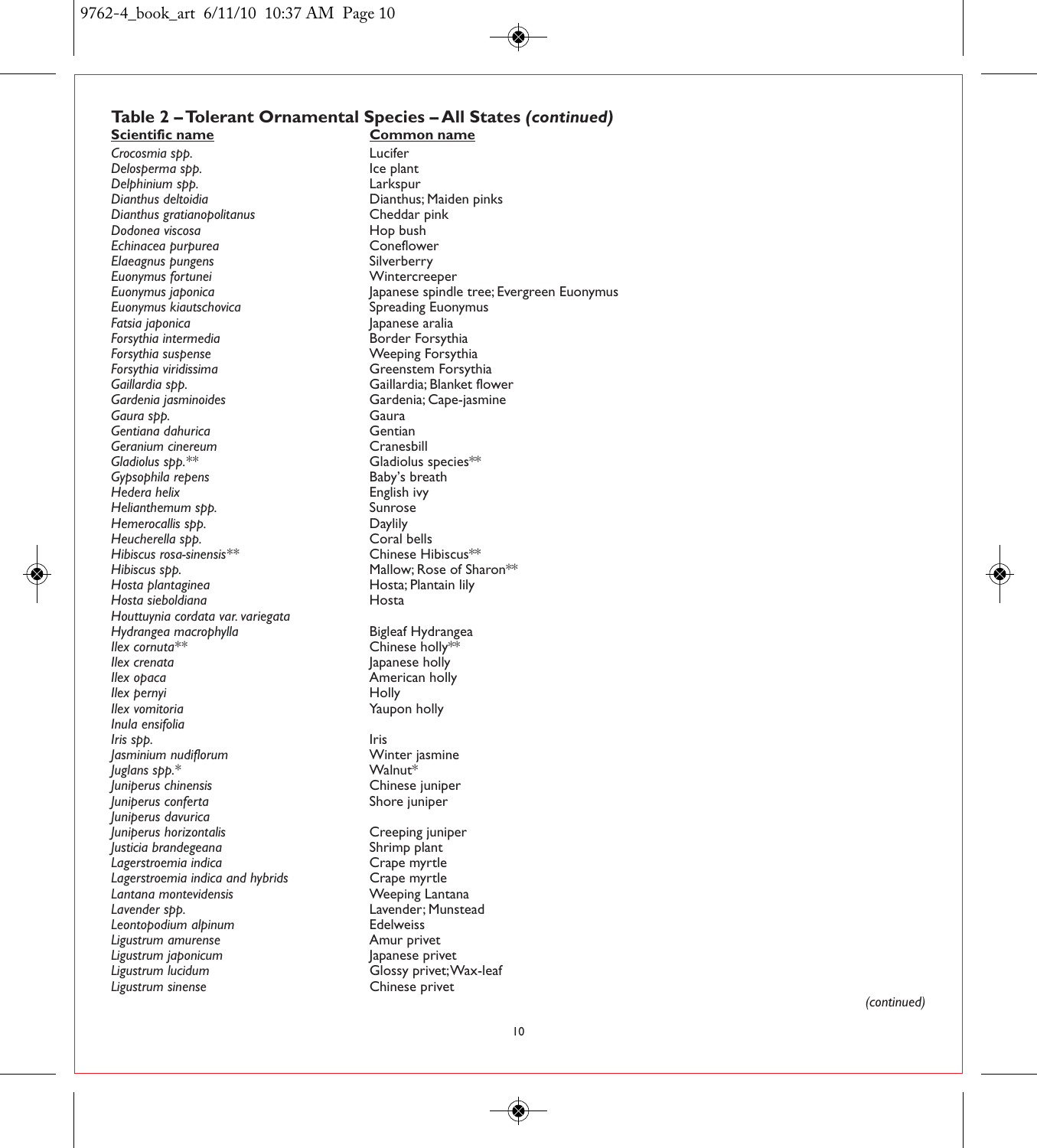## Table 2 – Tolerant Ornamental Species – All States *(continued)*

| Scientific name | Common name |
|---|---|
| *Crocosmia spp.* | Lucifer |
| *Delosperma spp.* | Ice plant |
| *Delphinium spp.* | Larkspur |
| *Dianthus deltoidia* | Dianthus; Maiden pinks |
| *Dianthus gratianopolitanus* | Cheddar pink |
| *Dodonea viscosa* | Hop bush |
| *Echinacea purpurea* | Coneflower |
| *Elaeagnus pungens* | Silverberry |
| *Euonymus fortunei* | Wintercreeper |
| *Euonymus japonica* | Japanese spindle tree; Evergreen Euonymus |
| *Euonymus kiautschovica* | Spreading Euonymus |
| *Fatsia japonica* | Japanese aralia |
| *Forsythia intermedia* | Border Forsythia |
| *Forsythia suspense* | Weeping Forsythia |
| *Forsythia viridissima* | Greenstem Forsythia |
| *Gaillardia spp.* | Gaillardia; Blanket flower |
| *Gardenia jasminoides* | Gardenia; Cape-jasmine |
| *Gaura spp.* | Gaura |
| *Gentiana dahurica* | Gentian |
| *Geranium cinereum* | Cranesbill |
| *Gladiolus spp.*** | Gladiolus species** |
| *Gypsophila repens* | Baby's breath |
| *Hedera helix* | English ivy |
| *Helianthemum spp.* | Sunrose |
| *Hemerocallis spp.* | Daylily |
| *Heucherella spp.* | Coral bells |
| *Hibiscus rosa-sinensis*** | Chinese Hibiscus** |
| *Hibiscus spp.* | Mallow; Rose of Sharon** |
| *Hosta plantaginea* | Hosta; Plantain lily |
| *Hosta sieboldiana* | Hosta |
| *Houttuynia cordata var. variegata* | |
| *Hydrangea macrophylla* | Bigleaf Hydrangea |
| *Ilex cornuta*** | Chinese holly** |
| *Ilex crenata* | Japanese holly |
| *Ilex opaca* | American holly |
| *Ilex pernyi* | Holly |
| *Ilex vomitoria* | Yaupon holly |
| *Inula ensifolia* | |
| *Iris spp.* | Iris |
| *Jasminium nudiflorum* | Winter jasmine |
| *Juglans spp.** | Walnut* |
| *Juniperus chinensis* | Chinese juniper |
| *Juniperus conferta* | Shore juniper |
| *Juniperus davurica* | |
| *Juniperus horizontalis* | Creeping juniper |
| *Justicia brandegeana* | Shrimp plant |
| *Lagerstroemia indica* | Crape myrtle |
| *Lagerstroemia indica and hybrids* | Crape myrtle |
| *Lantana montevidensis* | Weeping Lantana |
| *Lavender spp.* | Lavender; Munstead |
| *Leontopodium alpinum* | Edelweiss |
| *Ligustrum amurense* | Amur privet |
| *Ligustrum japonicum* | Japanese privet |
| *Ligustrum lucidum* | Glossy privet; Wax-leaf |
| *Ligustrum sinense* | Chinese privet |

*(continued)*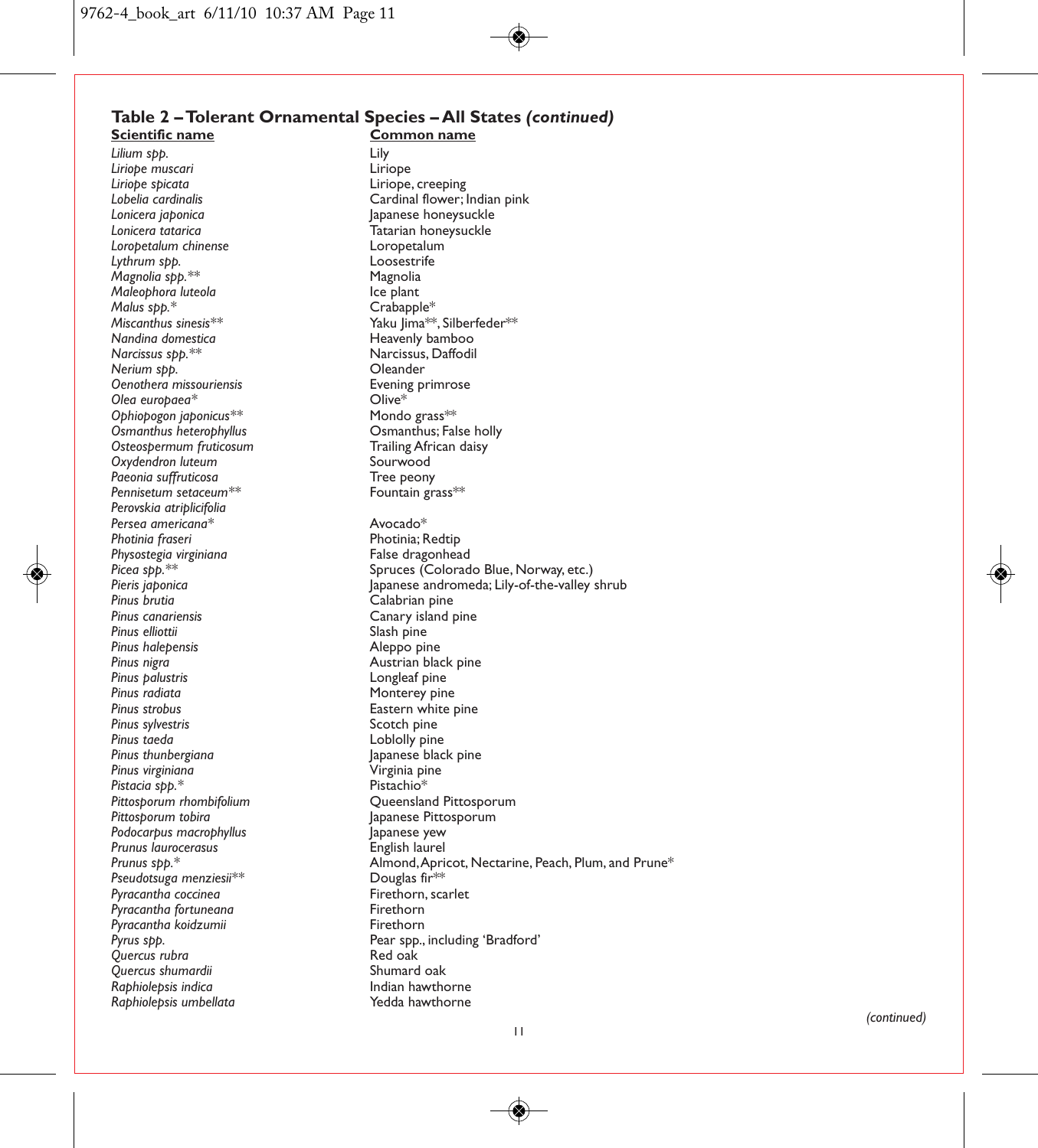## Table 2 – Tolerant Ornamental Species – All States *(continued)*

| Scientific name | Common name |
|---|---|
| *Lilium spp.* | Lily |
| *Liriope muscari* | Liriope |
| *Liriope spicata* | Liriope, creeping |
| *Lobelia cardinalis* | Cardinal flower; Indian pink |
| *Lonicera japonica* | Japanese honeysuckle |
| *Lonicera tatarica* | Tatarian honeysuckle |
| *Loropetalum chinense* | Loropetalum |
| *Lythrum spp.* | Loosestrife |
| *Magnolia spp.*** | Magnolia |
| *Maleophora luteola* | Ice plant |
| *Malus spp.** | Crabapple* |
| *Miscanthus sinesis*** | Yaku Jima**, Silberfeder** |
| *Nandina domestica* | Heavenly bamboo |
| *Narcissus spp.*** | Narcissus, Daffodil |
| *Nerium spp.* | Oleander |
| *Oenothera missouriensis* | Evening primrose |
| *Olea europaea** | Olive* |
| *Ophiopogon japonicus*** | Mondo grass** |
| *Osmanthus heterophyllus* | Osmanthus; False holly |
| *Osteospermum fruticosum* | Trailing African daisy |
| *Oxydendron luteum* | Sourwood |
| *Paeonia suffruticosa* | Tree peony |
| *Pennisetum setaceum*** | Fountain grass** |
| *Perovskia atriplicifolia* | |
| *Persea americana** | Avocado* |
| *Photinia fraseri* | Photinia; Redtip |
| *Physostegia virginiana* | False dragonhead |
| *Picea spp.*** | Spruces (Colorado Blue, Norway, etc.) |
| *Pieris japonica* | Japanese andromeda; Lily-of-the-valley shrub |
| *Pinus brutia* | Calabrian pine |
| *Pinus canariensis* | Canary island pine |
| *Pinus elliottii* | Slash pine |
| *Pinus halepensis* | Aleppo pine |
| *Pinus nigra* | Austrian black pine |
| *Pinus palustris* | Longleaf pine |
| *Pinus radiata* | Monterey pine |
| *Pinus strobus* | Eastern white pine |
| *Pinus sylvestris* | Scotch pine |
| *Pinus taeda* | Loblolly pine |
| *Pinus thunbergiana* | Japanese black pine |
| *Pinus virginiana* | Virginia pine |
| *Pistacia spp.** | Pistachio* |
| *Pittosporum rhombifolium* | Queensland Pittosporum |
| *Pittosporum tobira* | Japanese Pittosporum |
| *Podocarpus macrophyllus* | Japanese yew |
| *Prunus laurocerasus* | English laurel |
| *Prunus spp.** | Almond, Apricot, Nectarine, Peach, Plum, and Prune* |
| *Pseudotsuga menziesii*** | Douglas fir** |
| *Pyracantha coccinea* | Firethorn, scarlet |
| *Pyracantha fortuneana* | Firethorn |
| *Pyracantha koidzumii* | Firethorn |
| *Pyrus spp.* | Pear spp., including 'Bradford' |
| *Quercus rubra* | Red oak |
| *Quercus shumardii* | Shumard oak |
| *Raphiolepsis indica* | Indian hawthorne |
| *Raphiolepsis umbellata* | Yedda hawthorne |

*(continued)*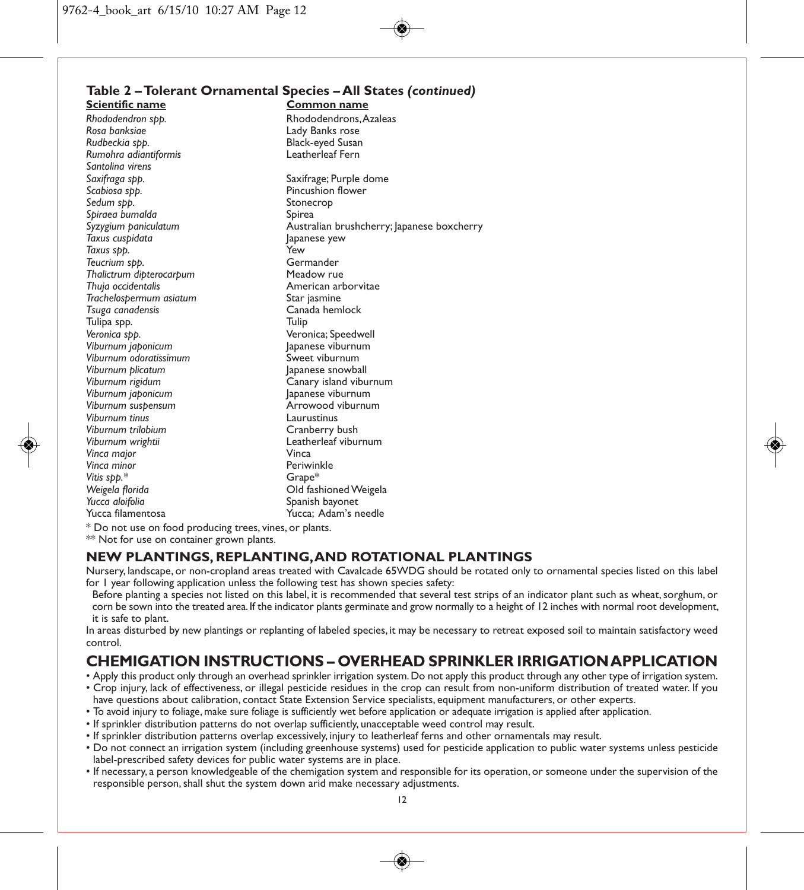## Table 2 – Tolerant Ornamental Species – All States *(continued)*

| Scientific name | Common name |
|---|---|
| *Rhododendron spp.* | Rhododendrons, Azaleas |
| *Rosa banksiae* | Lady Banks rose |
| *Rudbeckia spp.* | Black-eyed Susan |
| *Rumohra adiantiformis* | Leatherleaf Fern |
| *Santolina virens* | |
| *Saxifraga spp.* | Saxifrage; Purple dome |
| *Scabiosa spp.* | Pincushion flower |
| *Sedum spp.* | Stonecrop |
| *Spiraea bumalda* | Spirea |
| *Syzygium paniculatum* | Australian brushcherry; Japanese boxcherry |
| *Taxus cuspidata* | Japanese yew |
| *Taxus spp.* | Yew |
| *Teucrium spp.* | Germander |
| *Thalictrum dipterocarpum* | Meadow rue |
| *Thuja occidentalis* | American arborvitae |
| *Trachelospermum asiatum* | Star jasmine |
| *Tsuga canadensis* | Canada hemlock |
| Tulipa spp. | Tulip |
| *Veronica spp.* | Veronica; Speedwell |
| *Viburnum japonicum* | Japanese viburnum |
| *Viburnum odoratissimum* | Sweet viburnum |
| *Viburnum plicatum* | Japanese snowball |
| *Viburnum rigidum* | Canary island viburnum |
| *Viburnum japonicum* | Japanese viburnum |
| *Viburnum suspensum* | Arrowood viburnum |
| *Viburnum tinus* | Laurustinus |
| *Viburnum trilobium* | Cranberry bush |
| *Viburnum wrightii* | Leatherleaf viburnum |
| *Vinca major* | Vinca |
| *Vinca minor* | Periwinkle |
| *Vitis spp.** | Grape* |
| *Weigela florida* | Old fashioned Weigela |
| *Yucca aloifolia* | Spanish bayonet |
| Yucca filamentosa | Yucca; Adam's needle |

\* Do not use on food producing trees, vines, or plants.

** Not for use on container grown plants.

## NEW PLANTINGS, REPLANTING, AND ROTATIONAL PLANTINGS

Nursery, landscape, or non-cropland areas treated with Cavalcade 65WDG should be rotated only to ornamental species listed on this label for 1 year following application unless the following test has shown species safety:

Before planting a species not listed on this label, it is recommended that several test strips of an indicator plant such as wheat, sorghum, or corn be sown into the treated area. If the indicator plants germinate and grow normally to a height of 12 inches with normal root development, it is safe to plant.

In areas disturbed by new plantings or replanting of labeled species, it may be necessary to retreat exposed soil to maintain satisfactory weed control.

# CHEMIGATION INSTRUCTIONS – OVERHEAD SPRINKLER IRRIGATION APPLICATION

- Apply this product only through an overhead sprinkler irrigation system. Do not apply this product through any other type of irrigation system.
- Crop injury, lack of effectiveness, or illegal pesticide residues in the crop can result from non-uniform distribution of treated water. If you have questions about calibration, contact State Extension Service specialists, equipment manufacturers, or other experts.
- To avoid injury to foliage, make sure foliage is sufficiently wet before application or adequate irrigation is applied after application.
- If sprinkler distribution patterns do not overlap sufficiently, unacceptable weed control may result.
- If sprinkler distribution patterns overlap excessively, injury to leatherleaf ferns and other ornamentals may result.
- Do not connect an irrigation system (including greenhouse systems) used for pesticide application to public water systems unless pesticide label-prescribed safety devices for public water systems are in place.
- If necessary, a person knowledgeable of the chemigation system and responsible for its operation, or someone under the supervision of the responsible person, shall shut the system down arid make necessary adjustments.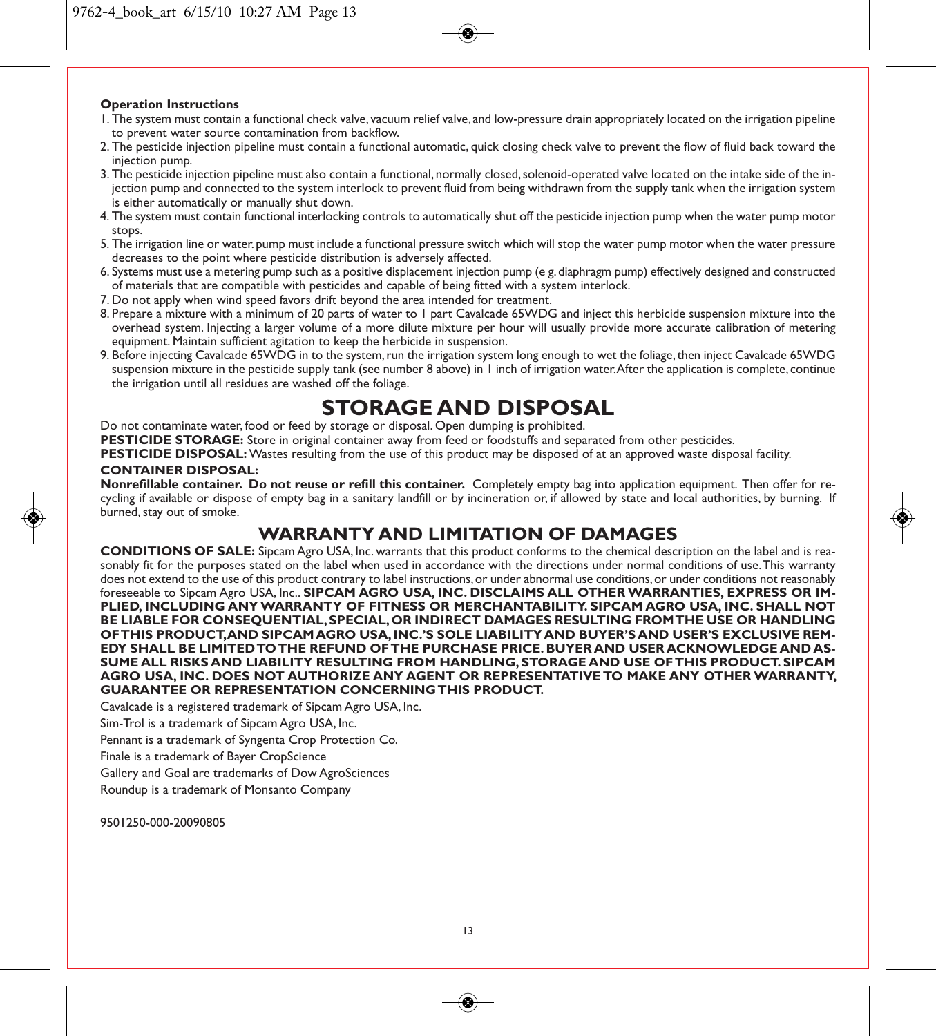**Operation Instructions**

1. The system must contain a functional check valve, vacuum relief valve, and low-pressure drain appropriately located on the irrigation pipeline to prevent water source contamination from backflow.
2. The pesticide injection pipeline must contain a functional automatic, quick closing check valve to prevent the flow of fluid back toward the injection pump.
3. The pesticide injection pipeline must also contain a functional, normally closed, solenoid-operated valve located on the intake side of the injection pump and connected to the system interlock to prevent fluid from being withdrawn from the supply tank when the irrigation system is either automatically or manually shut down.
4. The system must contain functional interlocking controls to automatically shut off the pesticide injection pump when the water pump motor stops.
5. The irrigation line or water. pump must include a functional pressure switch which will stop the water pump motor when the water pressure decreases to the point where pesticide distribution is adversely affected.
6. Systems must use a metering pump such as a positive displacement injection pump (e g. diaphragm pump) effectively designed and constructed of materials that are compatible with pesticides and capable of being fitted with a system interlock.
7. Do not apply when wind speed favors drift beyond the area intended for treatment.
8. Prepare a mixture with a minimum of 20 parts of water to 1 part Cavalcade 65WDG and inject this herbicide suspension mixture into the overhead system. Injecting a larger volume of a more dilute mixture per hour will usually provide more accurate calibration of metering equipment. Maintain sufficient agitation to keep the herbicide in suspension.
9. Before injecting Cavalcade 65WDG in to the system, run the irrigation system long enough to wet the foliage, then inject Cavalcade 65WDG suspension mixture in the pesticide supply tank (see number 8 above) in 1 inch of irrigation water. After the application is complete, continue the irrigation until all residues are washed off the foliage.

# STORAGE AND DISPOSAL

Do not contaminate water, food or feed by storage or disposal. Open dumping is prohibited.

**PESTICIDE STORAGE:** Store in original container away from feed or foodstuffs and separated from other pesticides.

**PESTICIDE DISPOSAL:** Wastes resulting from the use of this product may be disposed of at an approved waste disposal facility.

**CONTAINER DISPOSAL:**

**Nonrefillable container. Do not reuse or refill this container.** Completely empty bag into application equipment. Then offer for recycling if available or dispose of empty bag in a sanitary landfill or by incineration or, if allowed by state and local authorities, by burning. If burned, stay out of smoke.

# WARRANTY AND LIMITATION OF DAMAGES

**CONDITIONS OF SALE:** Sipcam Agro USA, Inc. warrants that this product conforms to the chemical description on the label and is reasonably fit for the purposes stated on the label when used in accordance with the directions under normal conditions of use. This warranty does not extend to the use of this product contrary to label instructions, or under abnormal use conditions, or under conditions not reasonably foreseeable to Sipcam Agro USA, Inc.. **SIPCAM AGRO USA, INC. DISCLAIMS ALL OTHER WARRANTIES, EXPRESS OR IMPLIED, INCLUDING ANY WARRANTY OF FITNESS OR MERCHANTABILITY. SIPCAM AGRO USA, INC. SHALL NOT BE LIABLE FOR CONSEQUENTIAL, SPECIAL, OR INDIRECT DAMAGES RESULTING FROM THE USE OR HANDLING OF THIS PRODUCT, AND SIPCAM AGRO USA, INC.'S SOLE LIABILITY AND BUYER'S AND USER'S EXCLUSIVE REMEDY SHALL BE LIMITED TO THE REFUND OF THE PURCHASE PRICE. BUYER AND USER ACKNOWLEDGE AND ASSUME ALL RISKS AND LIABILITY RESULTING FROM HANDLING, STORAGE AND USE OF THIS PRODUCT. SIPCAM AGRO USA, INC. DOES NOT AUTHORIZE ANY AGENT OR REPRESENTATIVE TO MAKE ANY OTHER WARRANTY, GUARANTEE OR REPRESENTATION CONCERNING THIS PRODUCT.**

Cavalcade is a registered trademark of Sipcam Agro USA, Inc.

Sim-Trol is a trademark of Sipcam Agro USA, Inc.

Pennant is a trademark of Syngenta Crop Protection Co.

Finale is a trademark of Bayer CropScience

Gallery and Goal are trademarks of Dow AgroSciences

Roundup is a trademark of Monsanto Company

9501250-000-20090805